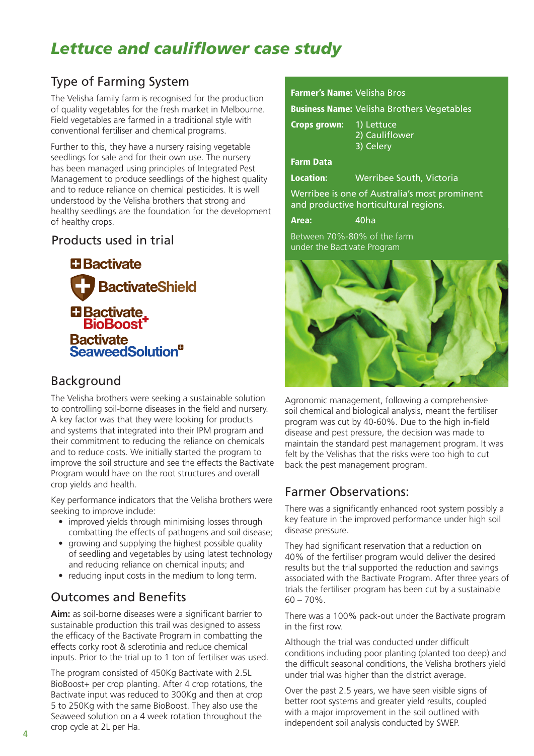# *Lettuce and cauliflower case study*

## Type of Farming System

The Velisha family farm is recognised for the production of quality vegetables for the fresh market in Melbourne. Field vegetables are farmed in a traditional style with conventional fertiliser and chemical programs.

Further to this, they have a nursery raising vegetable seedlings for sale and for their own use. The nursery has been managed using principles of Integrated Pest Management to produce seedlings of the highest quality and to reduce reliance on chemical pesticides. It is well understood by the Velisha brothers that strong and healthy seedlings are the foundation for the development of healthy crops.

## Products used in trial

- Bactivate
- BactivateShield
- Bactivate BioBoost+
- Bactivate SeaweedSolution

## Background

The Velisha brothers were seeking a sustainable solution to controlling soil-borne diseases in the field and nursery. A key factor was that they were looking for products and systems that integrated into their IPM program and their commitment to reducing the reliance on chemicals and to reduce costs. We initially started the program to improve the soil structure and see the effects the Bactivate Program would have on the root structures and overall crop yields and health.

Key performance indicators that the Velisha brothers were seeking to improve include:

- improved yields through minimising losses through combatting the effects of pathogens and soil disease;
- growing and supplying the highest possible quality of seedling and vegetables by using latest technology and reducing reliance on chemical inputs; and
- reducing input costs in the medium to long term.

## Outcomes and Benefits

**Aim:** as soil-borne diseases were a significant barrier to sustainable production this trail was designed to assess the efficacy of the Bactivate Program in combatting the effects corky root & sclerotinia and reduce chemical inputs. Prior to the trial up to 1 ton of fertiliser was used.

The program consisted of 450Kg Bactivate with 2.5L BioBoost+ per crop planting. After 4 crop rotations, the Bactivate input was reduced to 300Kg and then at crop 5 to 250Kg with the same BioBoost. They also use the Seaweed solution on a 4 week rotation throughout the crop cycle at 2L per Ha.

**Farmer's Name:** Velisha Bros

**Business Name:** Velisha Brothers Vegetables

**Crops grown:** 1) Lettuce 2) Cauliflower 3) Celery

**Farm Data**

**Location:** Werribee South, Victoria

Werribee is one of Australia's most prominent and productive horticultural regions.

**Area:** 40ha

Between 70%-80% of the farm under the Bactivate Program

Agronomic management, following a comprehensive soil chemical and biological analysis, meant the fertiliser program was cut by 40-60%. Due to the high in-field disease and pest pressure, the decision was made to maintain the standard pest management program. It was felt by the Velishas that the risks were too high to cut back the pest management program.

## Farmer Observations:

There was a significantly enhanced root system possibly a key feature in the improved performance under high soil disease pressure.

They had significant reservation that a reduction on 40% of the fertiliser program would deliver the desired results but the trial supported the reduction and savings associated with the Bactivate Program. After three years of trials the fertiliser program has been cut by a sustainable 60 – 70%.

There was a 100% pack-out under the Bactivate program in the first row.

Although the trial was conducted under difficult conditions including poor planting (planted too deep) and the difficult seasonal conditions, the Velisha brothers yield under trial was higher than the district average.

Over the past 2.5 years, we have seen visible signs of better root systems and greater yield results, coupled with a major improvement in the soil outlined with independent soil analysis conducted by SWEP.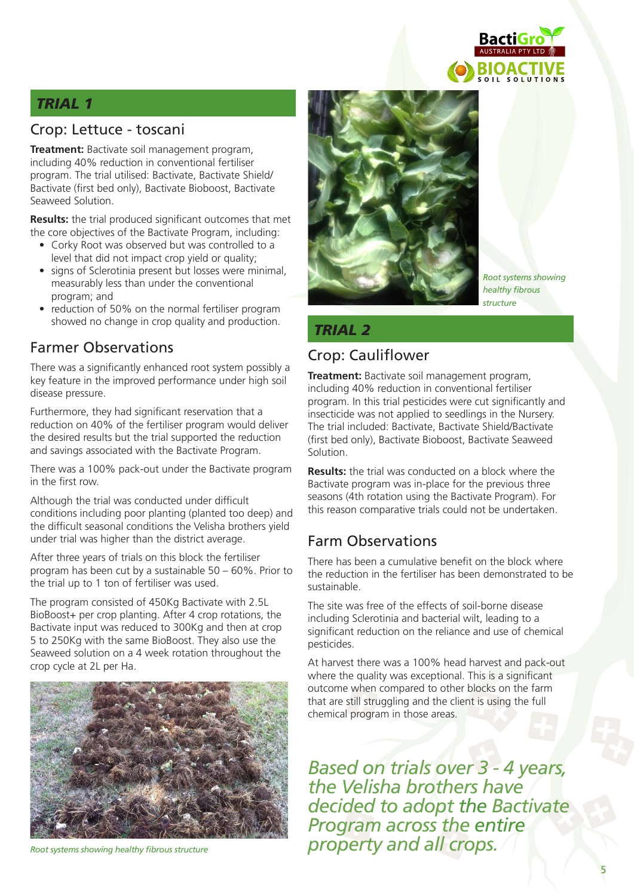## TRIAL 1

### Crop: Lettuce - toscani

**Treatment:** Bactivate soil management program, including 40% reduction in conventional fertiliser program. The trial utilised: Bactivate, Bactivate Shield/ Bactivate (first bed only), Bactivate Bioboost, Bactivate Seaweed Solution.

**Results:** the trial produced significant outcomes that met the core objectives of the Bactivate Program, including:

- Corky Root was observed but was controlled to a level that did not impact crop yield or quality;
- signs of Sclerotinia present but losses were minimal, measurably less than under the conventional program; and
- reduction of 50% on the normal fertiliser program showed no change in crop quality and production.

### Farmer Observations

There was a significantly enhanced root system possibly a key feature in the improved performance under high soil disease pressure.

Furthermore, they had significant reservation that a reduction on 40% of the fertiliser program would deliver the desired results but the trial supported the reduction and savings associated with the Bactivate Program.

There was a 100% pack-out under the Bactivate program in the first row.

Although the trial was conducted under difficult conditions including poor planting (planted too deep) and the difficult seasonal conditions the Velisha brothers yield under trial was higher than the district average.

After three years of trials on this block the fertiliser program has been cut by a sustainable 50 – 60%. Prior to the trial up to 1 ton of fertiliser was used.

The program consisted of 450Kg Bactivate with 2.5L BioBoost+ per crop planting. After 4 crop rotations, the Bactivate input was reduced to 300Kg and then at crop 5 to 250Kg with the same BioBoost. They also use the Seaweed solution on a 4 week rotation throughout the crop cycle at 2L per Ha.

*Root systems showing healthy fibrous structure*

*Root systems showing healthy fibrous structure*

## TRIAL 2

### Crop: Cauliflower

**Treatment:** Bactivate soil management program, including 40% reduction in conventional fertiliser program. In this trial pesticides were cut significantly and insecticide was not applied to seedlings in the Nursery. The trial included: Bactivate, Bactivate Shield/Bactivate (first bed only), Bactivate Bioboost, Bactivate Seaweed Solution.

**Results:** the trial was conducted on a block where the Bactivate program was in-place for the previous three seasons (4th rotation using the Bactivate Program). For this reason comparative trials could not be undertaken.

### Farm Observations

There has been a cumulative benefit on the block where the reduction in the fertiliser has been demonstrated to be sustainable.

The site was free of the effects of soil-borne disease including Sclerotinia and bacterial wilt, leading to a significant reduction on the reliance and use of chemical pesticides.

At harvest there was a 100% head harvest and pack-out where the quality was exceptional. This is a significant outcome when compared to other blocks on the farm that are still struggling and the client is using the full chemical program in those areas.

*Based on trials over 3 - 4 years, the Velisha brothers have decided to adopt the Bactivate Program across the entire property and all crops.*